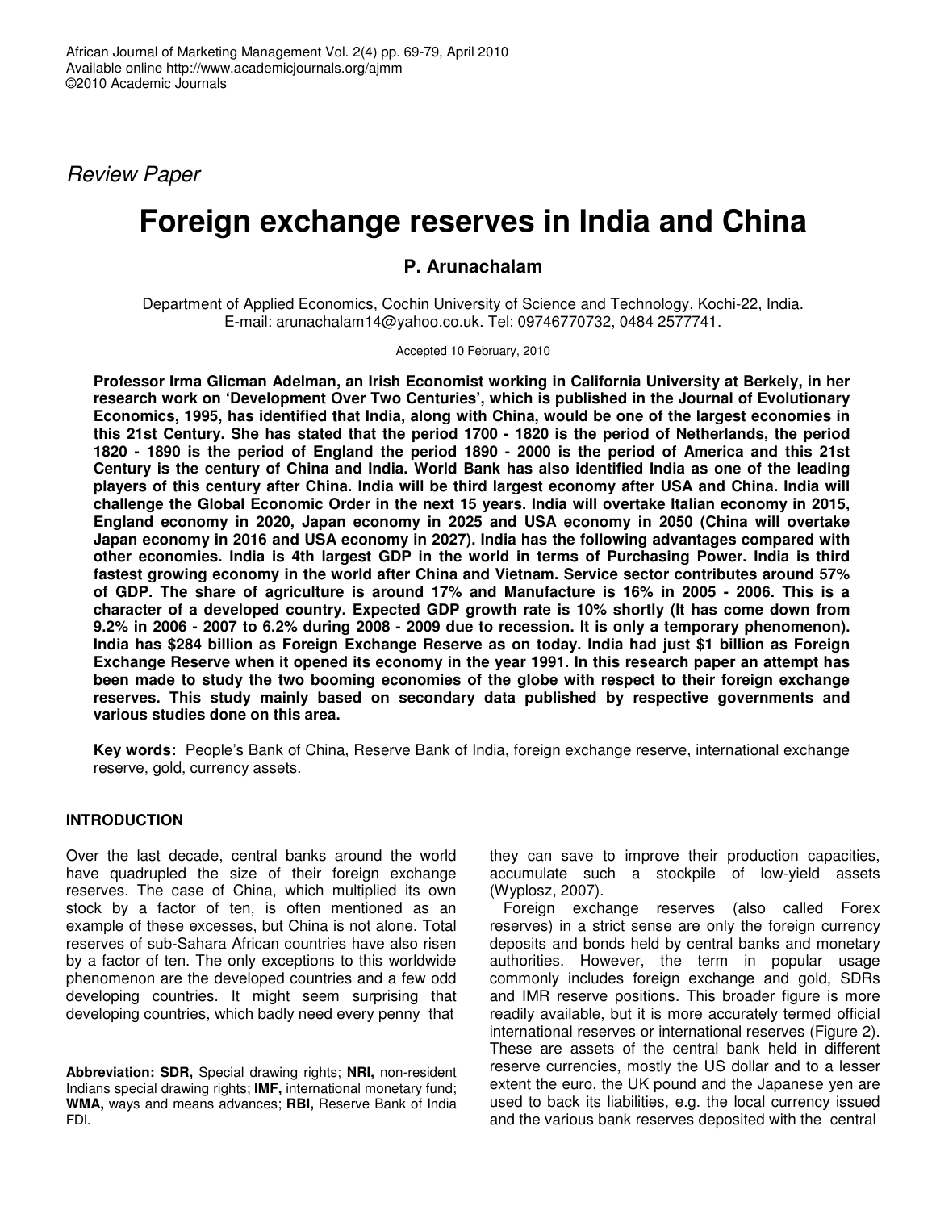*Review Paper*

# Foreign exchange reserves in India and China

**P. Arunachalam**

Department of Applied Economics, Cochin University of Science and Technology, Kochi-22, India.
E-mail: arunachalam14@yahoo.co.uk. Tel: 09746770732, 0484 2577741.

Accepted 10 February, 2010

**Professor Irma Glicman Adelman, an Irish Economist working in California University at Berkely, in her research work on 'Development Over Two Centuries', which is published in the Journal of Evolutionary Economics, 1995, has identified that India, along with China, would be one of the largest economies in this 21st Century. She has stated that the period 1700 - 1820 is the period of Netherlands, the period 1820 - 1890 is the period of England the period 1890 - 2000 is the period of America and this 21st Century is the century of China and India. World Bank has also identified India as one of the leading players of this century after China. India will be third largest economy after USA and China. India will challenge the Global Economic Order in the next 15 years. India will overtake Italian economy in 2015, England economy in 2020, Japan economy in 2025 and USA economy in 2050 (China will overtake Japan economy in 2016 and USA economy in 2027). India has the following advantages compared with other economies. India is 4th largest GDP in the world in terms of Purchasing Power. India is third fastest growing economy in the world after China and Vietnam. Service sector contributes around 57% of GDP. The share of agriculture is around 17% and Manufacture is 16% in 2005 - 2006. This is a character of a developed country. Expected GDP growth rate is 10% shortly (It has come down from 9.2% in 2006 - 2007 to 6.2% during 2008 - 2009 due to recession. It is only a temporary phenomenon). India has $284 billion as Foreign Exchange Reserve as on today. India had just $1 billion as Foreign Exchange Reserve when it opened its economy in the year 1991. In this research paper an attempt has been made to study the two booming economies of the globe with respect to their foreign exchange reserves. This study mainly based on secondary data published by respective governments and various studies done on this area.**

**Key words:** People's Bank of China, Reserve Bank of India, foreign exchange reserve, international exchange reserve, gold, currency assets.

## INTRODUCTION

Over the last decade, central banks around the world have quadrupled the size of their foreign exchange reserves. The case of China, which multiplied its own stock by a factor of ten, is often mentioned as an example of these excesses, but China is not alone. Total reserves of sub-Sahara African countries have also risen by a factor of ten. The only exceptions to this worldwide phenomenon are the developed countries and a few odd developing countries. It might seem surprising that developing countries, which badly need every penny that they can save to improve their production capacities, accumulate such a stockpile of low-yield assets (Wyplosz, 2007).

Foreign exchange reserves (also called Forex reserves) in a strict sense are only the foreign currency deposits and bonds held by central banks and monetary authorities. However, the term in popular usage commonly includes foreign exchange and gold, SDRs and IMR reserve positions. This broader figure is more readily available, but it is more accurately termed official international reserves or international reserves (Figure 2). These are assets of the central bank held in different reserve currencies, mostly the US dollar and to a lesser extent the euro, the UK pound and the Japanese yen are used to back its liabilities, e.g. the local currency issued and the various bank reserves deposited with the central

**Abbreviation: SDR,** Special drawing rights; **NRI,** non-resident Indians special drawing rights; **IMF,** international monetary fund; **WMA,** ways and means advances; **RBI,** Reserve Bank of India FDI.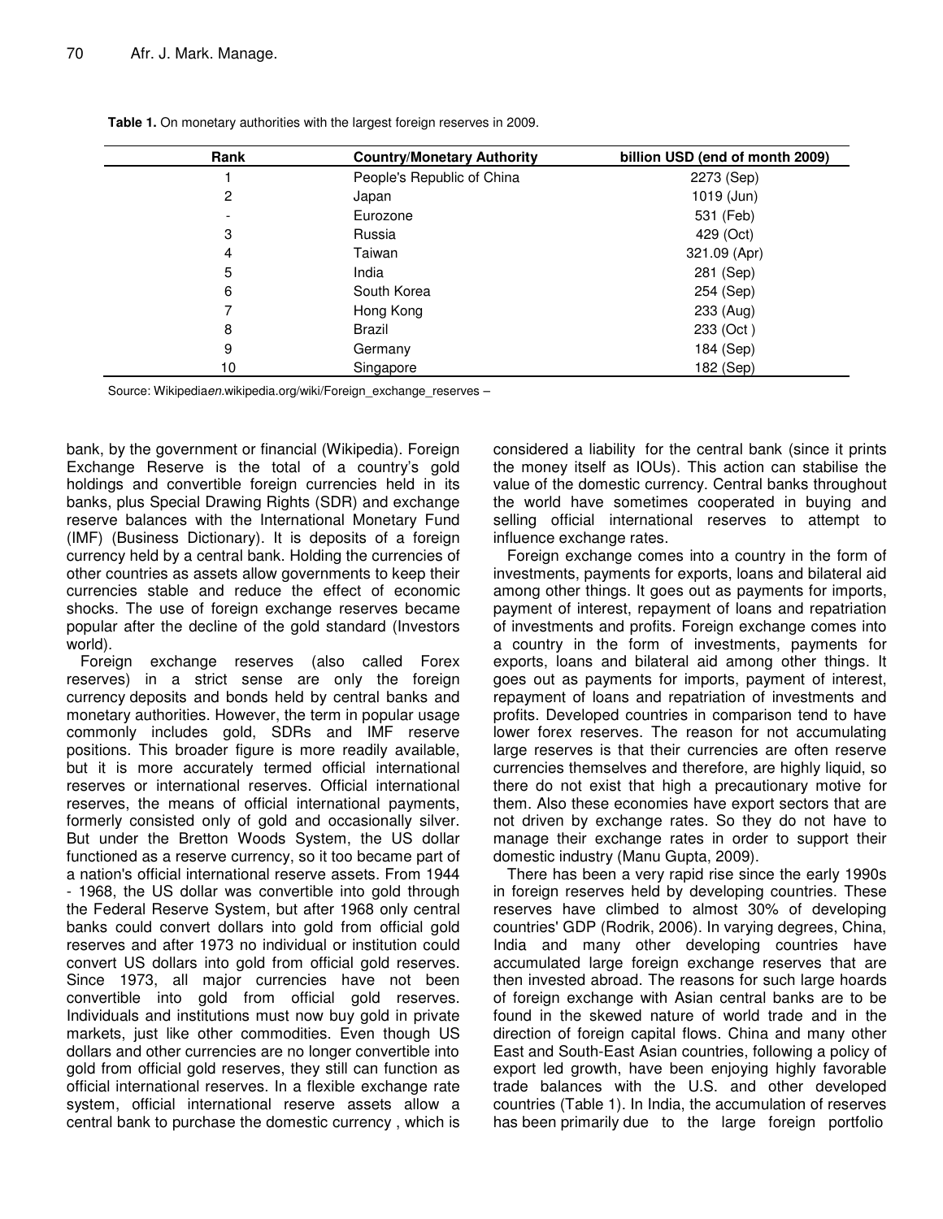**Table 1.** On monetary authorities with the largest foreign reserves in 2009.

| Rank | Country/Monetary Authority | billion USD (end of month 2009) |
|---|---|---|
| 1 | People's Republic of China | 2273 (Sep) |
| 2 | Japan | 1019 (Jun) |
| - | Eurozone | 531 (Feb) |
| 3 | Russia | 429 (Oct) |
| 4 | Taiwan | 321.09 (Apr) |
| 5 | India | 281 (Sep) |
| 6 | South Korea | 254 (Sep) |
| 7 | Hong Kong | 233 (Aug) |
| 8 | Brazil | 233 (Oct ) |
| 9 | Germany | 184 (Sep) |
| 10 | Singapore | 182 (Sep) |

Source: Wikipedia*en*.wikipedia.org/wiki/Foreign_exchange_reserves –

bank, by the government or financial (Wikipedia). Foreign Exchange Reserve is the total of a country's gold holdings and convertible foreign currencies held in its banks, plus Special Drawing Rights (SDR) and exchange reserve balances with the International Monetary Fund (IMF) (Business Dictionary). It is deposits of a foreign currency held by a central bank. Holding the currencies of other countries as assets allow governments to keep their currencies stable and reduce the effect of economic shocks. The use of foreign exchange reserves became popular after the decline of the gold standard (Investors world).

Foreign exchange reserves (also called Forex reserves) in a strict sense are only the foreign currency deposits and bonds held by central banks and monetary authorities. However, the term in popular usage commonly includes gold, SDRs and IMF reserve positions. This broader figure is more readily available, but it is more accurately termed official international reserves or international reserves. Official international reserves, the means of official international payments, formerly consisted only of gold and occasionally silver. But under the Bretton Woods System, the US dollar functioned as a reserve currency, so it too became part of a nation's official international reserve assets. From 1944 - 1968, the US dollar was convertible into gold through the Federal Reserve System, but after 1968 only central banks could convert dollars into gold from official gold reserves and after 1973 no individual or institution could convert US dollars into gold from official gold reserves. Since 1973, all major currencies have not been convertible into gold from official gold reserves. Individuals and institutions must now buy gold in private markets, just like other commodities. Even though US dollars and other currencies are no longer convertible into gold from official gold reserves, they still can function as official international reserves. In a flexible exchange rate system, official international reserve assets allow a central bank to purchase the domestic currency , which is considered a liability for the central bank (since it prints the money itself as IOUs). This action can stabilise the value of the domestic currency. Central banks throughout the world have sometimes cooperated in buying and selling official international reserves to attempt to influence exchange rates.

Foreign exchange comes into a country in the form of investments, payments for exports, loans and bilateral aid among other things. It goes out as payments for imports, payment of interest, repayment of loans and repatriation of investments and profits. Foreign exchange comes into a country in the form of investments, payments for exports, loans and bilateral aid among other things. It goes out as payments for imports, payment of interest, repayment of loans and repatriation of investments and profits. Developed countries in comparison tend to have lower forex reserves. The reason for not accumulating large reserves is that their currencies are often reserve currencies themselves and therefore, are highly liquid, so there do not exist that high a precautionary motive for them. Also these economies have export sectors that are not driven by exchange rates. So they do not have to manage their exchange rates in order to support their domestic industry (Manu Gupta, 2009).

There has been a very rapid rise since the early 1990s in foreign reserves held by developing countries. These reserves have climbed to almost 30% of developing countries' GDP (Rodrik, 2006). In varying degrees, China, India and many other developing countries have accumulated large foreign exchange reserves that are then invested abroad. The reasons for such large hoards of foreign exchange with Asian central banks are to be found in the skewed nature of world trade and in the direction of foreign capital flows. China and many other East and South-East Asian countries, following a policy of export led growth, have been enjoying highly favorable trade balances with the U.S. and other developed countries (Table 1). In India, the accumulation of reserves has been primarily due to the large foreign portfolio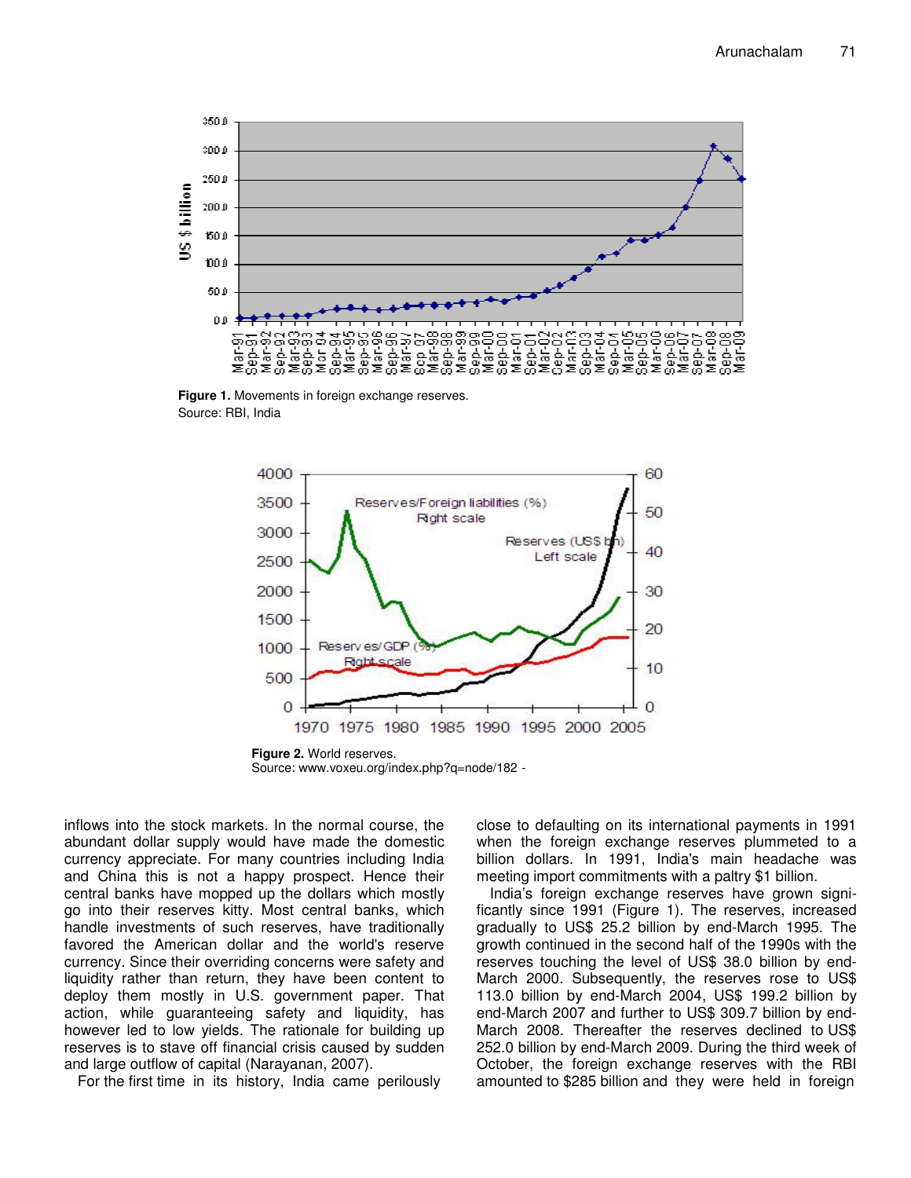**Figure 1.** Movements in foreign exchange reserves.
Source: RBI, India

**Figure 2.** World reserves.
Source: www.voxeu.org/index.php?q=node/182 -

inflows into the stock markets. In the normal course, the abundant dollar supply would have made the domestic currency appreciate. For many countries including India and China this is not a happy prospect. Hence their central banks have mopped up the dollars which mostly go into their reserves kitty. Most central banks, which handle investments of such reserves, have traditionally favored the American dollar and the world's reserve currency. Since their overriding concerns were safety and liquidity rather than return, they have been content to deploy them mostly in U.S. government paper. That action, while guaranteeing safety and liquidity, has however led to low yields. The rationale for building up reserves is to stave off financial crisis caused by sudden and large outflow of capital (Narayanan, 2007).

For the first time in its history, India came perilously close to defaulting on its international payments in 1991 when the foreign exchange reserves plummeted to a billion dollars. In 1991, India's main headache was meeting import commitments with a paltry $1 billion.

India's foreign exchange reserves have grown significantly since 1991 (Figure 1). The reserves, increased gradually to US$ 25.2 billion by end-March 1995. The growth continued in the second half of the 1990s with the reserves touching the level of US$ 38.0 billion by end-March 2000. Subsequently, the reserves rose to US$ 113.0 billion by end-March 2004, US$ 199.2 billion by end-March 2007 and further to US$ 309.7 billion by end-March 2008. Thereafter the reserves declined to US$ 252.0 billion by end-March 2009. During the third week of October, the foreign exchange reserves with the RBI amounted to $285 billion and they were held in foreign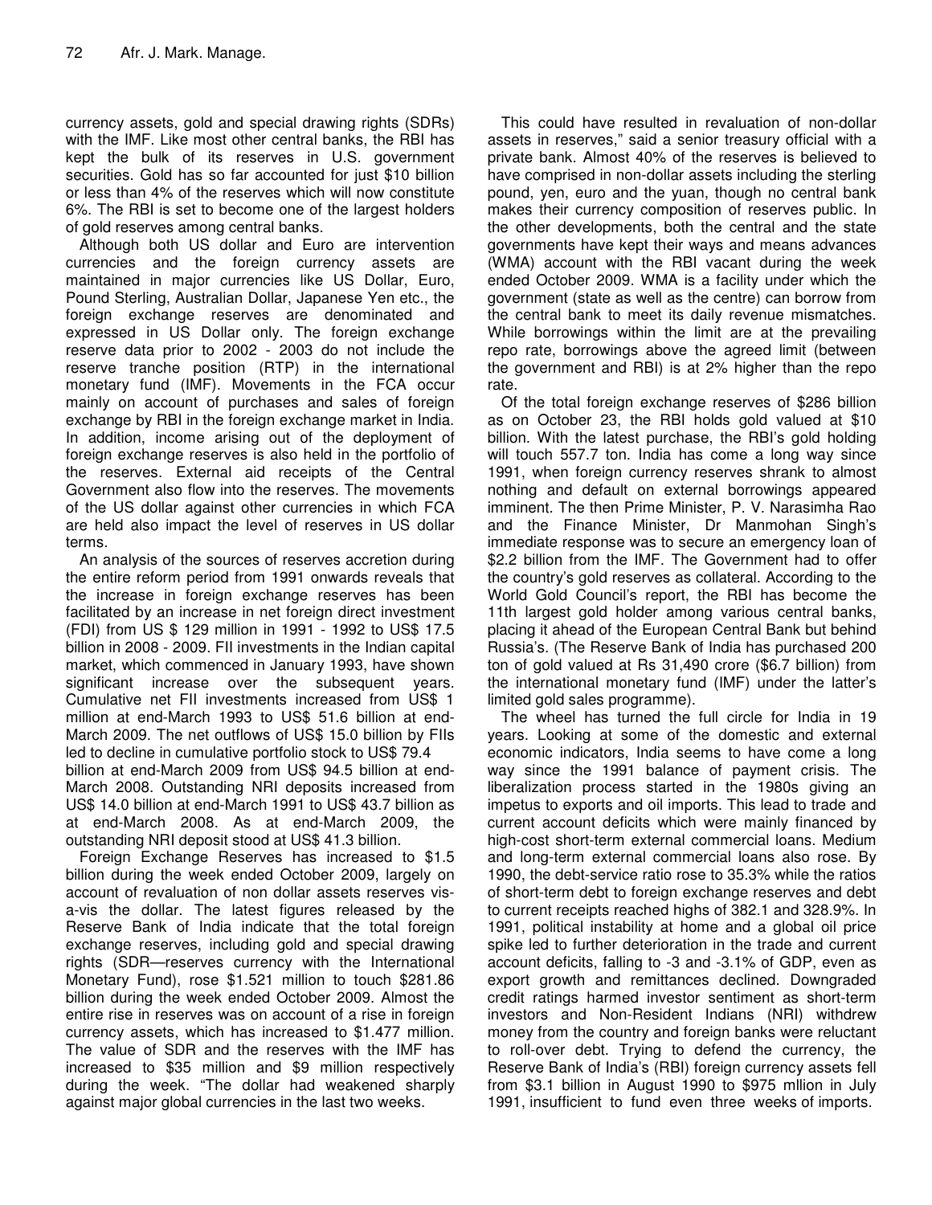currency assets, gold and special drawing rights (SDRs) with the IMF. Like most other central banks, the RBI has kept the bulk of its reserves in U.S. government securities. Gold has so far accounted for just $10 billion or less than 4% of the reserves which will now constitute 6%. The RBI is set to become one of the largest holders of gold reserves among central banks.

Although both US dollar and Euro are intervention currencies and the foreign currency assets are maintained in major currencies like US Dollar, Euro, Pound Sterling, Australian Dollar, Japanese Yen etc., the foreign exchange reserves are denominated and expressed in US Dollar only. The foreign exchange reserve data prior to 2002 - 2003 do not include the reserve tranche position (RTP) in the international monetary fund (IMF). Movements in the FCA occur mainly on account of purchases and sales of foreign exchange by RBI in the foreign exchange market in India. In addition, income arising out of the deployment of foreign exchange reserves is also held in the portfolio of the reserves. External aid receipts of the Central Government also flow into the reserves. The movements of the US dollar against other currencies in which FCA are held also impact the level of reserves in US dollar terms.

An analysis of the sources of reserves accretion during the entire reform period from 1991 onwards reveals that the increase in foreign exchange reserves has been facilitated by an increase in net foreign direct investment (FDI) from US $ 129 million in 1991 - 1992 to US$ 17.5 billion in 2008 - 2009. FII investments in the Indian capital market, which commenced in January 1993, have shown significant increase over the subsequent years. Cumulative net FII investments increased from US$ 1 million at end-March 1993 to US$ 51.6 billion at end-March 2009. The net outflows of US$ 15.0 billion by FIIs led to decline in cumulative portfolio stock to US$ 79.4 billion at end-March 2009 from US$ 94.5 billion at end-March 2008. Outstanding NRI deposits increased from US$ 14.0 billion at end-March 1991 to US$ 43.7 billion as at end-March 2008. As at end-March 2009, the outstanding NRI deposit stood at US$ 41.3 billion.

Foreign Exchange Reserves has increased to $1.5 billion during the week ended October 2009, largely on account of revaluation of non dollar assets reserves vis-a-vis the dollar. The latest figures released by the Reserve Bank of India indicate that the total foreign exchange reserves, including gold and special drawing rights (SDR—reserves currency with the International Monetary Fund), rose $1.521 million to touch $281.86 billion during the week ended October 2009. Almost the entire rise in reserves was on account of a rise in foreign currency assets, which has increased to $1.477 million. The value of SDR and the reserves with the IMF has increased to $35 million and $9 million respectively during the week. "The dollar had weakened sharply against major global currencies in the last two weeks.

This could have resulted in revaluation of non-dollar assets in reserves," said a senior treasury official with a private bank. Almost 40% of the reserves is believed to have comprised in non-dollar assets including the sterling pound, yen, euro and the yuan, though no central bank makes their currency composition of reserves public. In the other developments, both the central and the state governments have kept their ways and means advances (WMA) account with the RBI vacant during the week ended October 2009. WMA is a facility under which the government (state as well as the centre) can borrow from the central bank to meet its daily revenue mismatches. While borrowings within the limit are at the prevailing repo rate, borrowings above the agreed limit (between the government and RBI) is at 2% higher than the repo rate.

Of the total foreign exchange reserves of $286 billion as on October 23, the RBI holds gold valued at $10 billion. With the latest purchase, the RBI's gold holding will touch 557.7 ton. India has come a long way since 1991, when foreign currency reserves shrank to almost nothing and default on external borrowings appeared imminent. The then Prime Minister, P. V. Narasimha Rao and the Finance Minister, Dr Manmohan Singh's immediate response was to secure an emergency loan of $2.2 billion from the IMF. The Government had to offer the country's gold reserves as collateral. According to the World Gold Council's report, the RBI has become the 11th largest gold holder among various central banks, placing it ahead of the European Central Bank but behind Russia's. (The Reserve Bank of India has purchased 200 ton of gold valued at Rs 31,490 crore ($6.7 billion) from the international monetary fund (IMF) under the latter's limited gold sales programme).

The wheel has turned the full circle for India in 19 years. Looking at some of the domestic and external economic indicators, India seems to have come a long way since the 1991 balance of payment crisis. The liberalization process started in the 1980s giving an impetus to exports and oil imports. This lead to trade and current account deficits which were mainly financed by high-cost short-term external commercial loans. Medium and long-term external commercial loans also rose. By 1990, the debt-service ratio rose to 35.3% while the ratios of short-term debt to foreign exchange reserves and debt to current receipts reached highs of 382.1 and 328.9%. In 1991, political instability at home and a global oil price spike led to further deterioration in the trade and current account deficits, falling to -3 and -3.1% of GDP, even as export growth and remittances declined. Downgraded credit ratings harmed investor sentiment as short-term investors and Non-Resident Indians (NRI) withdrew money from the country and foreign banks were reluctant to roll-over debt. Trying to defend the currency, the Reserve Bank of India's (RBI) foreign currency assets fell from $3.1 billion in August 1990 to $975 mllion in July 1991, insufficient to fund even three weeks of imports.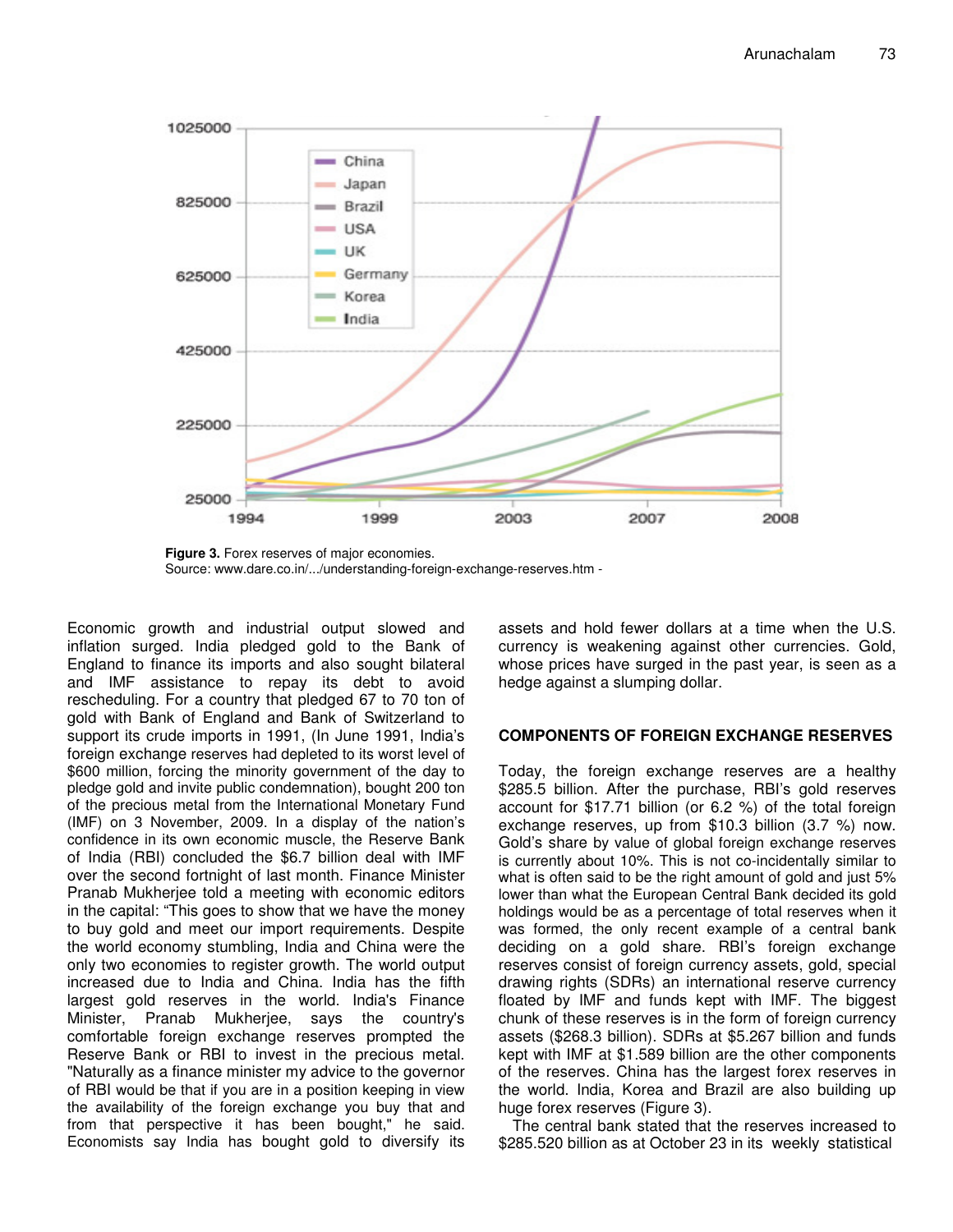**Figure 3.** Forex reserves of major economies.
Source: www.dare.co.in/.../understanding-foreign-exchange-reserves.htm -

Economic growth and industrial output slowed and inflation surged. India pledged gold to the Bank of England to finance its imports and also sought bilateral and IMF assistance to repay its debt to avoid rescheduling. For a country that pledged 67 to 70 ton of gold with Bank of England and Bank of Switzerland to support its crude imports in 1991, (In June 1991, India's foreign exchange reserves had depleted to its worst level of $600 million, forcing the minority government of the day to pledge gold and invite public condemnation), bought 200 ton of the precious metal from the International Monetary Fund (IMF) on 3 November, 2009. In a display of the nation's confidence in its own economic muscle, the Reserve Bank of India (RBI) concluded the $6.7 billion deal with IMF over the second fortnight of last month. Finance Minister Pranab Mukherjee told a meeting with economic editors in the capital: "This goes to show that we have the money to buy gold and meet our import requirements. Despite the world economy stumbling, India and China were the only two economies to register growth. The world output increased due to India and China. India has the fifth largest gold reserves in the world. India's Finance Minister, Pranab Mukherjee, says the country's comfortable foreign exchange reserves prompted the Reserve Bank or RBI to invest in the precious metal. "Naturally as a finance minister my advice to the governor of RBI would be that if you are in a position keeping in view the availability of the foreign exchange you buy that and from that perspective it has been bought," he said. Economists say India has bought gold to diversify its assets and hold fewer dollars at a time when the U.S. currency is weakening against other currencies. Gold, whose prices have surged in the past year, is seen as a hedge against a slumping dollar.

## COMPONENTS OF FOREIGN EXCHANGE RESERVES

Today, the foreign exchange reserves are a healthy $285.5 billion. After the purchase, RBI's gold reserves account for $17.71 billion (or 6.2 %) of the total foreign exchange reserves, up from $10.3 billion (3.7 %) now. Gold's share by value of global foreign exchange reserves is currently about 10%. This is not co-incidentally similar to what is often said to be the right amount of gold and just 5% lower than what the European Central Bank decided its gold holdings would be as a percentage of total reserves when it was formed, the only recent example of a central bank deciding on a gold share. RBI's foreign exchange reserves consist of foreign currency assets, gold, special drawing rights (SDRs) an international reserve currency floated by IMF and funds kept with IMF. The biggest chunk of these reserves is in the form of foreign currency assets ($268.3 billion). SDRs at $5.267 billion and funds kept with IMF at $1.589 billion are the other components of the reserves. China has the largest forex reserves in the world. India, Korea and Brazil are also building up huge forex reserves (Figure 3).

The central bank stated that the reserves increased to $285.520 billion as at October 23 in its weekly statistical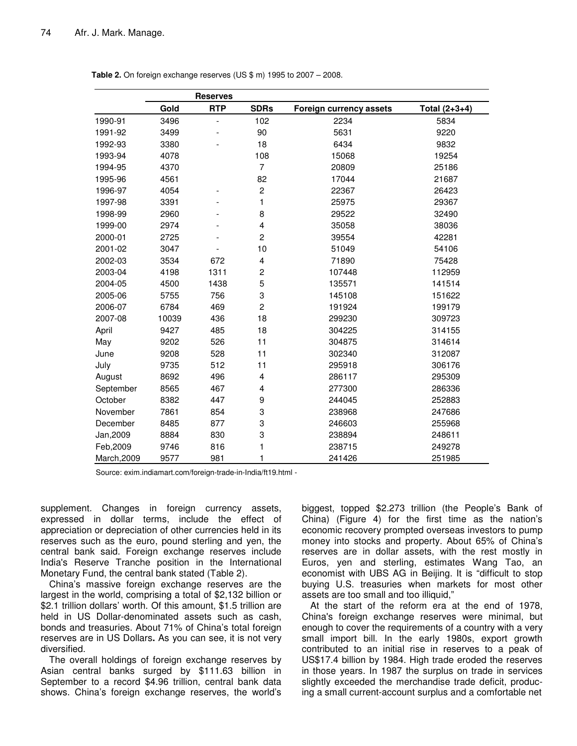**Table 2.** On foreign exchange reserves (US $ m) 1995 to 2007 – 2008.

| | Reserves | | | | |
|---|---|---|---|---|---|
| | Gold | RTP | SDRs | Foreign currency assets | Total (2+3+4) |
| 1990-91 | 3496 | - | 102 | 2234 | 5834 |
| 1991-92 | 3499 | - | 90 | 5631 | 9220 |
| 1992-93 | 3380 | - | 18 | 6434 | 9832 |
| 1993-94 | 4078 | | 108 | 15068 | 19254 |
| 1994-95 | 4370 | | 7 | 20809 | 25186 |
| 1995-96 | 4561 | | 82 | 17044 | 21687 |
| 1996-97 | 4054 | - | 2 | 22367 | 26423 |
| 1997-98 | 3391 | - | 1 | 25975 | 29367 |
| 1998-99 | 2960 | - | 8 | 29522 | 32490 |
| 1999-00 | 2974 | - | 4 | 35058 | 38036 |
| 2000-01 | 2725 | - | 2 | 39554 | 42281 |
| 2001-02 | 3047 | - | 10 | 51049 | 54106 |
| 2002-03 | 3534 | 672 | 4 | 71890 | 75428 |
| 2003-04 | 4198 | 1311 | 2 | 107448 | 112959 |
| 2004-05 | 4500 | 1438 | 5 | 135571 | 141514 |
| 2005-06 | 5755 | 756 | 3 | 145108 | 151622 |
| 2006-07 | 6784 | 469 | 2 | 191924 | 199179 |
| 2007-08 | 10039 | 436 | 18 | 299230 | 309723 |
| April | 9427 | 485 | 18 | 304225 | 314155 |
| May | 9202 | 526 | 11 | 304875 | 314614 |
| June | 9208 | 528 | 11 | 302340 | 312087 |
| July | 9735 | 512 | 11 | 295918 | 306176 |
| August | 8692 | 496 | 4 | 286117 | 295309 |
| September | 8565 | 467 | 4 | 277300 | 286336 |
| October | 8382 | 447 | 9 | 244045 | 252883 |
| November | 7861 | 854 | 3 | 238968 | 247686 |
| December | 8485 | 877 | 3 | 246603 | 255968 |
| Jan,2009 | 8884 | 830 | 3 | 238894 | 248611 |
| Feb,2009 | 9746 | 816 | 1 | 238715 | 249278 |
| March,2009 | 9577 | 981 | 1 | 241426 | 251985 |

Source: exim.indiamart.com/foreign-trade-in-India/ft19.html -

supplement. Changes in foreign currency assets, expressed in dollar terms, include the effect of appreciation or depreciation of other currencies held in its reserves such as the euro, pound sterling and yen, the central bank said. Foreign exchange reserves include India's Reserve Tranche position in the International Monetary Fund, the central bank stated (Table 2).

China's massive foreign exchange reserves are the largest in the world, comprising a total of $2,132 billion or $2.1 trillion dollars' worth. Of this amount, $1.5 trillion are held in US Dollar-denominated assets such as cash, bonds and treasuries. About 71% of China's total foreign reserves are in US Dollars**.** As you can see, it is not very diversified.

The overall holdings of foreign exchange reserves by Asian central banks surged by $111.63 billion in September to a record $4.96 trillion, central bank data shows. China's foreign exchange reserves, the world's biggest, topped $2.273 trillion (the People's Bank of China) (Figure 4) for the first time as the nation's economic recovery prompted overseas investors to pump money into stocks and property. About 65% of China's reserves are in dollar assets, with the rest mostly in Euros, yen and sterling, estimates Wang Tao, an economist with UBS AG in Beijing. It is "difficult to stop buying U.S. treasuries when markets for most other assets are too small and too illiquid,"

At the start of the reform era at the end of 1978, China's foreign exchange reserves were minimal, but enough to cover the requirements of a country with a very small import bill. In the early 1980s, export growth contributed to an initial rise in reserves to a peak of US$17.4 billion by 1984. High trade eroded the reserves in those years. In 1987 the surplus on trade in services slightly exceeded the merchandise trade deficit, producing a small current-account surplus and a comfortable net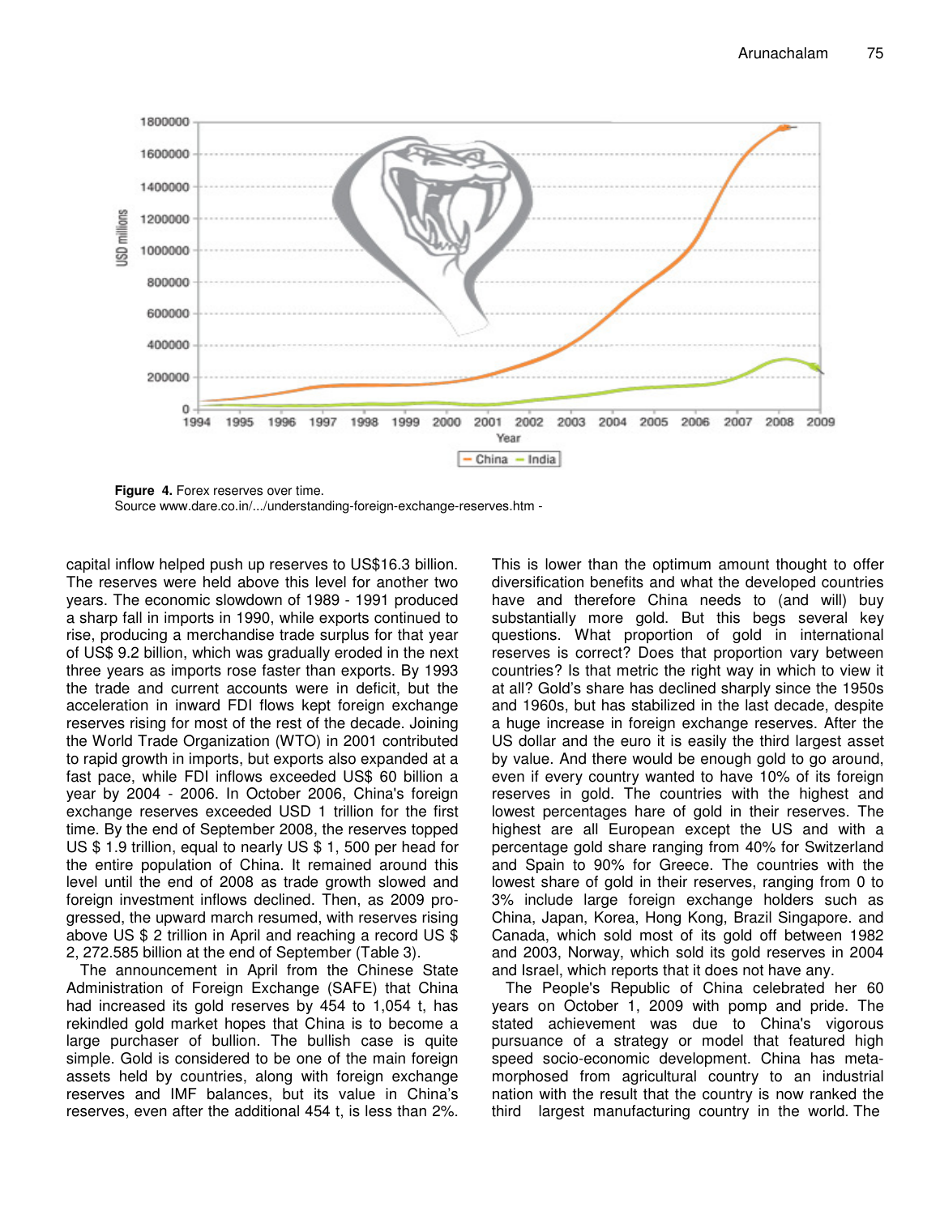**Figure 4.** Forex reserves over time.
Source www.dare.co.in/.../understanding-foreign-exchange-reserves.htm -

capital inflow helped push up reserves to US$16.3 billion. The reserves were held above this level for another two years. The economic slowdown of 1989 - 1991 produced a sharp fall in imports in 1990, while exports continued to rise, producing a merchandise trade surplus for that year of US$ 9.2 billion, which was gradually eroded in the next three years as imports rose faster than exports. By 1993 the trade and current accounts were in deficit, but the acceleration in inward FDI flows kept foreign exchange reserves rising for most of the rest of the decade. Joining the World Trade Organization (WTO) in 2001 contributed to rapid growth in imports, but exports also expanded at a fast pace, while FDI inflows exceeded US$ 60 billion a year by 2004 - 2006. In October 2006, China's foreign exchange reserves exceeded USD 1 trillion for the first time. By the end of September 2008, the reserves topped US $ 1.9 trillion, equal to nearly US $ 1, 500 per head for the entire population of China. It remained around this level until the end of 2008 as trade growth slowed and foreign investment inflows declined. Then, as 2009 progressed, the upward march resumed, with reserves rising above US $ 2 trillion in April and reaching a record US $ 2, 272.585 billion at the end of September (Table 3).

The announcement in April from the Chinese State Administration of Foreign Exchange (SAFE) that China had increased its gold reserves by 454 to 1,054 t, has rekindled gold market hopes that China is to become a large purchaser of bullion. The bullish case is quite simple. Gold is considered to be one of the main foreign assets held by countries, along with foreign exchange reserves and IMF balances, but its value in China's reserves, even after the additional 454 t, is less than 2%. This is lower than the optimum amount thought to offer diversification benefits and what the developed countries have and therefore China needs to (and will) buy substantially more gold. But this begs several key questions. What proportion of gold in international reserves is correct? Does that proportion vary between countries? Is that metric the right way in which to view it at all? Gold's share has declined sharply since the 1950s and 1960s, but has stabilized in the last decade, despite a huge increase in foreign exchange reserves. After the US dollar and the euro it is easily the third largest asset by value. And there would be enough gold to go around, even if every country wanted to have 10% of its foreign reserves in gold. The countries with the highest and lowest percentages hare of gold in their reserves. The highest are all European except the US and with a percentage gold share ranging from 40% for Switzerland and Spain to 90% for Greece. The countries with the lowest share of gold in their reserves, ranging from 0 to 3% include large foreign exchange holders such as China, Japan, Korea, Hong Kong, Brazil Singapore. and Canada, which sold most of its gold off between 1982 and 2003, Norway, which sold its gold reserves in 2004 and Israel, which reports that it does not have any.

The People's Republic of China celebrated her 60 years on October 1, 2009 with pomp and pride. The stated achievement was due to China's vigorous pursuance of a strategy or model that featured high speed socio-economic development. China has metamorphosed from agricultural country to an industrial nation with the result that the country is now ranked the third largest manufacturing country in the world. The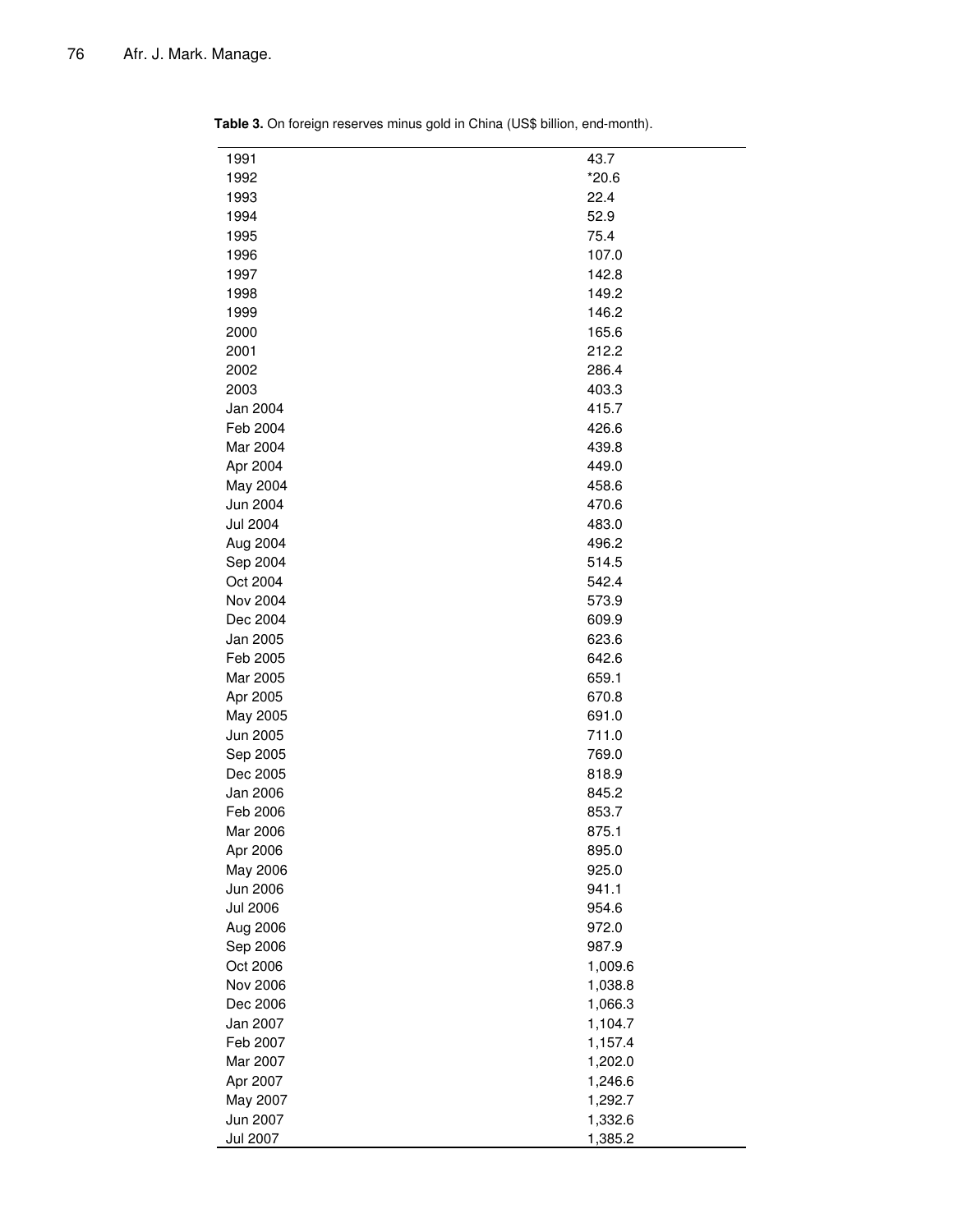**Table 3.** On foreign reserves minus gold in China (US$ billion, end-month).

| | |
|---|---|
| 1991 | 43.7 |
| 1992 | *20.6 |
| 1993 | 22.4 |
| 1994 | 52.9 |
| 1995 | 75.4 |
| 1996 | 107.0 |
| 1997 | 142.8 |
| 1998 | 149.2 |
| 1999 | 146.2 |
| 2000 | 165.6 |
| 2001 | 212.2 |
| 2002 | 286.4 |
| 2003 | 403.3 |
| Jan 2004 | 415.7 |
| Feb 2004 | 426.6 |
| Mar 2004 | 439.8 |
| Apr 2004 | 449.0 |
| May 2004 | 458.6 |
| Jun 2004 | 470.6 |
| Jul 2004 | 483.0 |
| Aug 2004 | 496.2 |
| Sep 2004 | 514.5 |
| Oct 2004 | 542.4 |
| Nov 2004 | 573.9 |
| Dec 2004 | 609.9 |
| Jan 2005 | 623.6 |
| Feb 2005 | 642.6 |
| Mar 2005 | 659.1 |
| Apr 2005 | 670.8 |
| May 2005 | 691.0 |
| Jun 2005 | 711.0 |
| Sep 2005 | 769.0 |
| Dec 2005 | 818.9 |
| Jan 2006 | 845.2 |
| Feb 2006 | 853.7 |
| Mar 2006 | 875.1 |
| Apr 2006 | 895.0 |
| May 2006 | 925.0 |
| Jun 2006 | 941.1 |
| Jul 2006 | 954.6 |
| Aug 2006 | 972.0 |
| Sep 2006 | 987.9 |
| Oct 2006 | 1,009.6 |
| Nov 2006 | 1,038.8 |
| Dec 2006 | 1,066.3 |
| Jan 2007 | 1,104.7 |
| Feb 2007 | 1,157.4 |
| Mar 2007 | 1,202.0 |
| Apr 2007 | 1,246.6 |
| May 2007 | 1,292.7 |
| Jun 2007 | 1,332.6 |
| Jul 2007 | 1,385.2 |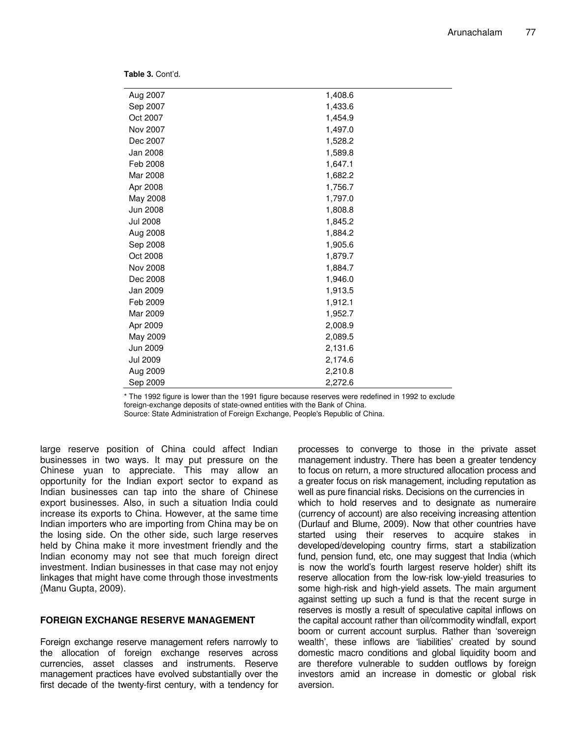**Table 3.** Cont'd.

| | |
|---|---|
| Aug 2007 | 1,408.6 |
| Sep 2007 | 1,433.6 |
| Oct 2007 | 1,454.9 |
| Nov 2007 | 1,497.0 |
| Dec 2007 | 1,528.2 |
| Jan 2008 | 1,589.8 |
| Feb 2008 | 1,647.1 |
| Mar 2008 | 1,682.2 |
| Apr 2008 | 1,756.7 |
| May 2008 | 1,797.0 |
| Jun 2008 | 1,808.8 |
| Jul 2008 | 1,845.2 |
| Aug 2008 | 1,884.2 |
| Sep 2008 | 1,905.6 |
| Oct 2008 | 1,879.7 |
| Nov 2008 | 1,884.7 |
| Dec 2008 | 1,946.0 |
| Jan 2009 | 1,913.5 |
| Feb 2009 | 1,912.1 |
| Mar 2009 | 1,952.7 |
| Apr 2009 | 2,008.9 |
| May 2009 | 2,089.5 |
| Jun 2009 | 2,131.6 |
| Jul 2009 | 2,174.6 |
| Aug 2009 | 2,210.8 |
| Sep 2009 | 2,272.6 |

* The 1992 figure is lower than the 1991 figure because reserves were redefined in 1992 to exclude foreign-exchange deposits of state-owned entities with the Bank of China.
Source: State Administration of Foreign Exchange, People's Republic of China.

large reserve position of China could affect Indian businesses in two ways. It may put pressure on the Chinese yuan to appreciate. This may allow an opportunity for the Indian export sector to expand as Indian businesses can tap into the share of Chinese export businesses. Also, in such a situation India could increase its exports to China. However, at the same time Indian importers who are importing from China may be on the losing side. On the other side, such large reserves held by China make it more investment friendly and the Indian economy may not see that much foreign direct investment. Indian businesses in that case may not enjoy linkages that might have come through those investments (Manu Gupta, 2009).

## FOREIGN EXCHANGE RESERVE MANAGEMENT

Foreign exchange reserve management refers narrowly to the allocation of foreign exchange reserves across currencies, asset classes and instruments. Reserve management practices have evolved substantially over the first decade of the twenty-first century, with a tendency for processes to converge to those in the private asset management industry. There has been a greater tendency to focus on return, a more structured allocation process and a greater focus on risk management, including reputation as well as pure financial risks. Decisions on the currencies in which to hold reserves and to designate as numeraire (currency of account) are also receiving increasing attention (Durlauf and Blume, 2009). Now that other countries have started using their reserves to acquire stakes in developed/developing country firms, start a stabilization fund, pension fund, etc, one may suggest that India (which is now the world's fourth largest reserve holder) shift its reserve allocation from the low-risk low-yield treasuries to some high-risk and high-yield assets. The main argument against setting up such a fund is that the recent surge in reserves is mostly a result of speculative capital inflows on the capital account rather than oil/commodity windfall, export boom or current account surplus. Rather than 'sovereign wealth', these inflows are 'liabilities' created by sound domestic macro conditions and global liquidity boom and are therefore vulnerable to sudden outflows by foreign investors amid an increase in domestic or global risk aversion.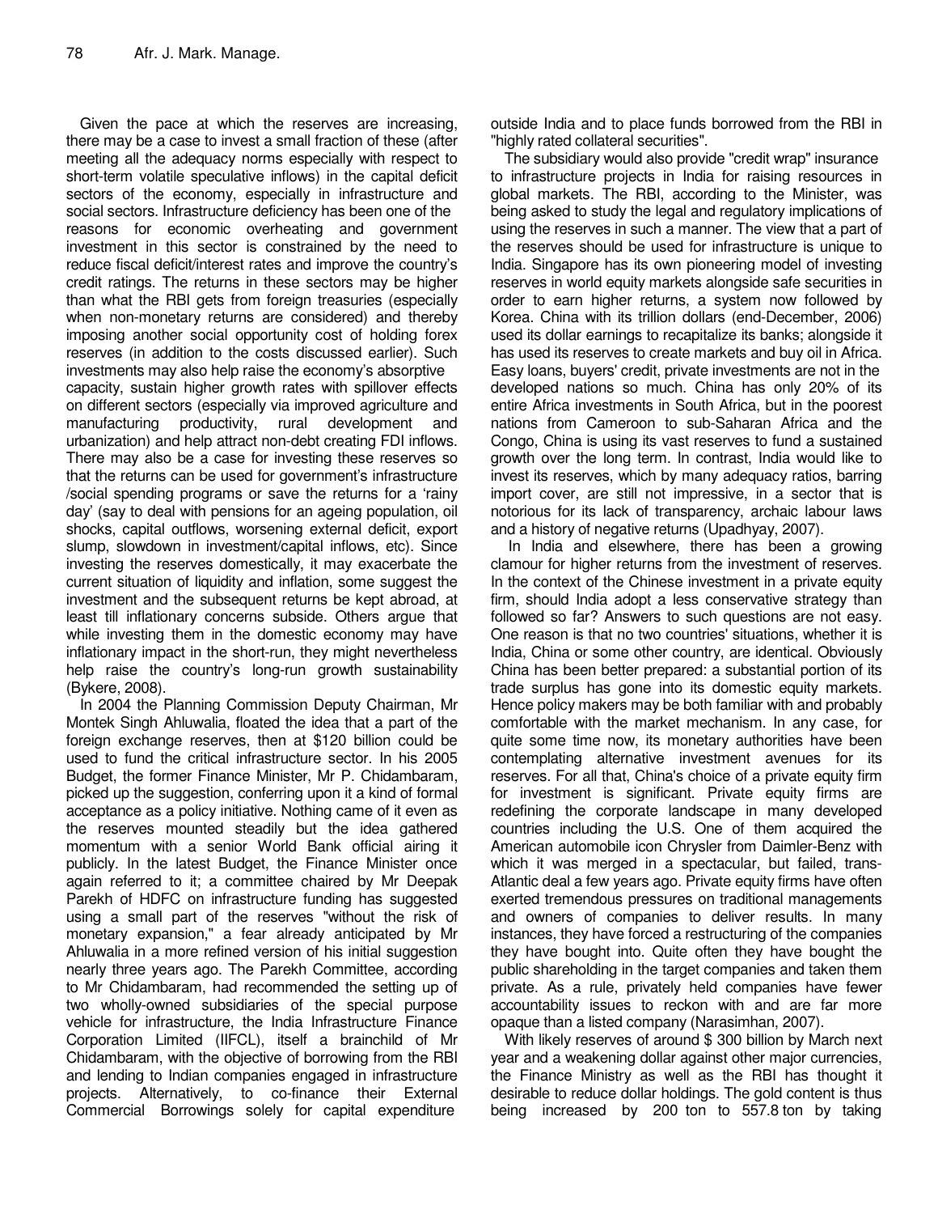Given the pace at which the reserves are increasing, there may be a case to invest a small fraction of these (after meeting all the adequacy norms especially with respect to short-term volatile speculative inflows) in the capital deficit sectors of the economy, especially in infrastructure and social sectors. Infrastructure deficiency has been one of the reasons for economic overheating and government investment in this sector is constrained by the need to reduce fiscal deficit/interest rates and improve the country's credit ratings. The returns in these sectors may be higher than what the RBI gets from foreign treasuries (especially when non-monetary returns are considered) and thereby imposing another social opportunity cost of holding forex reserves (in addition to the costs discussed earlier). Such investments may also help raise the economy's absorptive capacity, sustain higher growth rates with spillover effects on different sectors (especially via improved agriculture and manufacturing productivity, rural development and urbanization) and help attract non-debt creating FDI inflows. There may also be a case for investing these reserves so that the returns can be used for government's infrastructure /social spending programs or save the returns for a 'rainy day' (say to deal with pensions for an ageing population, oil shocks, capital outflows, worsening external deficit, export slump, slowdown in investment/capital inflows, etc). Since investing the reserves domestically, it may exacerbate the current situation of liquidity and inflation, some suggest the investment and the subsequent returns be kept abroad, at least till inflationary concerns subside. Others argue that while investing them in the domestic economy may have inflationary impact in the short-run, they might nevertheless help raise the country's long-run growth sustainability (Bykere, 2008).

In 2004 the Planning Commission Deputy Chairman, Mr Montek Singh Ahluwalia, floated the idea that a part of the foreign exchange reserves, then at $120 billion could be used to fund the critical infrastructure sector. In his 2005 Budget, the former Finance Minister, Mr P. Chidambaram, picked up the suggestion, conferring upon it a kind of formal acceptance as a policy initiative. Nothing came of it even as the reserves mounted steadily but the idea gathered momentum with a senior World Bank official airing it publicly. In the latest Budget, the Finance Minister once again referred to it; a committee chaired by Mr Deepak Parekh of HDFC on infrastructure funding has suggested using a small part of the reserves "without the risk of monetary expansion," a fear already anticipated by Mr Ahluwalia in a more refined version of his initial suggestion nearly three years ago. The Parekh Committee, according to Mr Chidambaram, had recommended the setting up of two wholly-owned subsidiaries of the special purpose vehicle for infrastructure, the India Infrastructure Finance Corporation Limited (IIFCL), itself a brainchild of Mr Chidambaram, with the objective of borrowing from the RBI and lending to Indian companies engaged in infrastructure projects. Alternatively, to co-finance their External Commercial Borrowings solely for capital expenditure outside India and to place funds borrowed from the RBI in "highly rated collateral securities".

The subsidiary would also provide "credit wrap" insurance to infrastructure projects in India for raising resources in global markets. The RBI, according to the Minister, was being asked to study the legal and regulatory implications of using the reserves in such a manner. The view that a part of the reserves should be used for infrastructure is unique to India. Singapore has its own pioneering model of investing reserves in world equity markets alongside safe securities in order to earn higher returns, a system now followed by Korea. China with its trillion dollars (end-December, 2006) used its dollar earnings to recapitalize its banks; alongside it has used its reserves to create markets and buy oil in Africa. Easy loans, buyers' credit, private investments are not in the developed nations so much. China has only 20% of its entire Africa investments in South Africa, but in the poorest nations from Cameroon to sub-Saharan Africa and the Congo, China is using its vast reserves to fund a sustained growth over the long term. In contrast, India would like to invest its reserves, which by many adequacy ratios, barring import cover, are still not impressive, in a sector that is notorious for its lack of transparency, archaic labour laws and a history of negative returns (Upadhyay, 2007).

In India and elsewhere, there has been a growing clamour for higher returns from the investment of reserves. In the context of the Chinese investment in a private equity firm, should India adopt a less conservative strategy than followed so far? Answers to such questions are not easy. One reason is that no two countries' situations, whether it is India, China or some other country, are identical. Obviously China has been better prepared: a substantial portion of its trade surplus has gone into its domestic equity markets. Hence policy makers may be both familiar with and probably comfortable with the market mechanism. In any case, for quite some time now, its monetary authorities have been contemplating alternative investment avenues for its reserves. For all that, China's choice of a private equity firm for investment is significant. Private equity firms are redefining the corporate landscape in many developed countries including the U.S. One of them acquired the American automobile icon Chrysler from Daimler-Benz with which it was merged in a spectacular, but failed, trans-Atlantic deal a few years ago. Private equity firms have often exerted tremendous pressures on traditional managements and owners of companies to deliver results. In many instances, they have forced a restructuring of the companies they have bought into. Quite often they have bought the public shareholding in the target companies and taken them private. As a rule, privately held companies have fewer accountability issues to reckon with and are far more opaque than a listed company (Narasimhan, 2007).

With likely reserves of around $ 300 billion by March next year and a weakening dollar against other major currencies, the Finance Ministry as well as the RBI has thought it desirable to reduce dollar holdings. The gold content is thus being increased by 200 ton to 557.8 ton by taking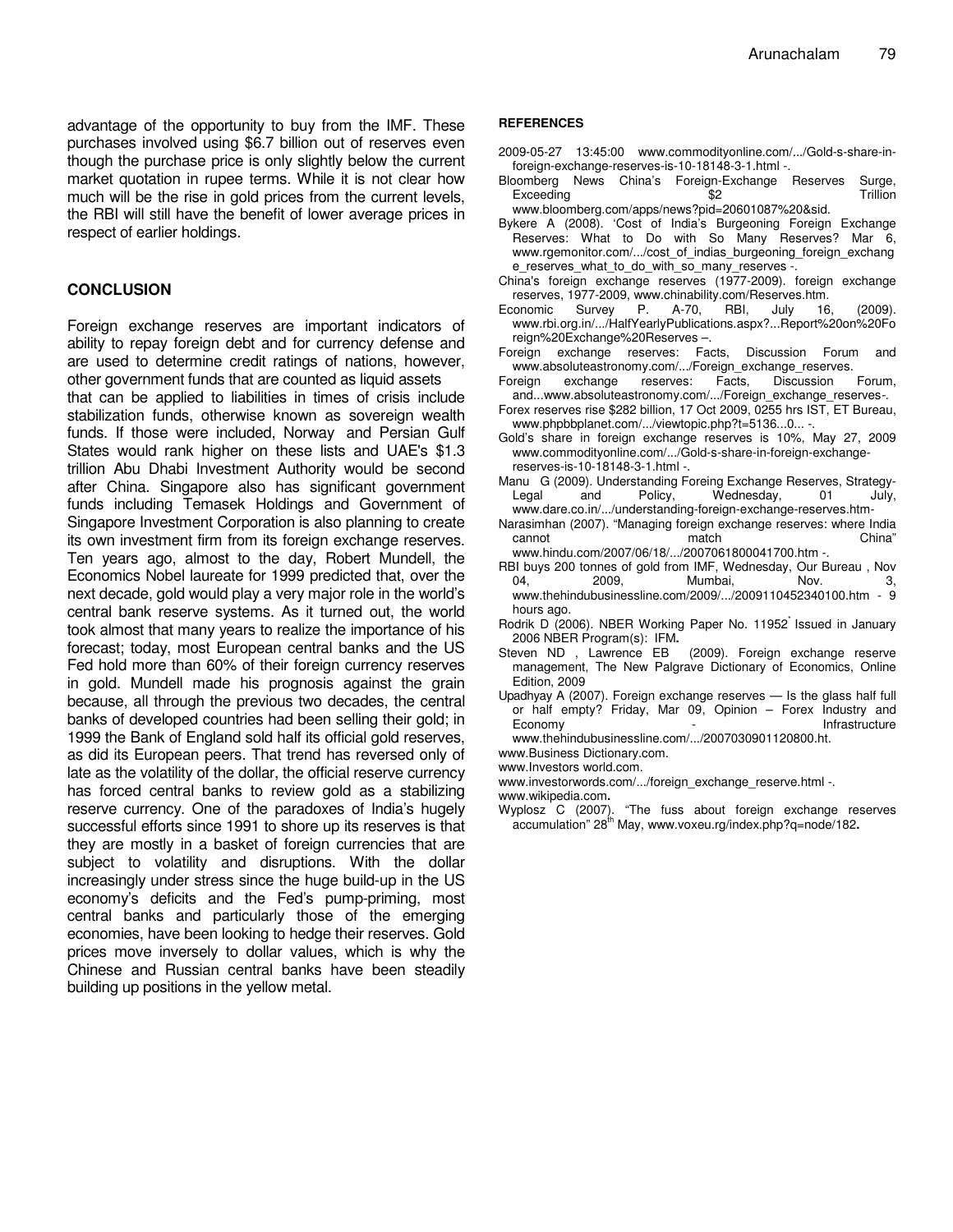advantage of the opportunity to buy from the IMF. These purchases involved using $6.7 billion out of reserves even though the purchase price is only slightly below the current market quotation in rupee terms. While it is not clear how much will be the rise in gold prices from the current levels, the RBI will still have the benefit of lower average prices in respect of earlier holdings.

## CONCLUSION

Foreign exchange reserves are important indicators of ability to repay foreign debt and for currency defense and are used to determine credit ratings of nations, however, other government funds that are counted as liquid assets that can be applied to liabilities in times of crisis include stabilization funds, otherwise known as sovereign wealth funds. If those were included, Norway and Persian Gulf States would rank higher on these lists and UAE's $1.3 trillion Abu Dhabi Investment Authority would be second after China. Singapore also has significant government funds including Temasek Holdings and Government of Singapore Investment Corporation is also planning to create its own investment firm from its foreign exchange reserves. Ten years ago, almost to the day, Robert Mundell, the Economics Nobel laureate for 1999 predicted that, over the next decade, gold would play a very major role in the world's central bank reserve systems. As it turned out, the world took almost that many years to realize the importance of his forecast; today, most European central banks and the US Fed hold more than 60% of their foreign currency reserves in gold. Mundell made his prognosis against the grain because, all through the previous two decades, the central banks of developed countries had been selling their gold; in 1999 the Bank of England sold half its official gold reserves, as did its European peers. That trend has reversed only of late as the volatility of the dollar, the official reserve currency has forced central banks to review gold as a stabilizing reserve currency. One of the paradoxes of India's hugely successful efforts since 1991 to shore up its reserves is that they are mostly in a basket of foreign currencies that are subject to volatility and disruptions. With the dollar increasingly under stress since the huge build-up in the US economy's deficits and the Fed's pump-priming, most central banks and particularly those of the emerging economies, have been looking to hedge their reserves. Gold prices move inversely to dollar values, which is why the Chinese and Russian central banks have been steadily building up positions in the yellow metal.

## REFERENCES

2009-05-27 13:45:00 www.commodityonline.com/.../Gold-s-share-in-foreign-exchange-reserves-is-10-18148-3-1.html -.

Bloomberg News China's Foreign-Exchange Reserves Surge, Exceeding $2 Trillion www.bloomberg.com/apps/news?pid=20601087%20&sid.

Bykere A (2008). 'Cost of India's Burgeoning Foreign Exchange Reserves: What to Do with So Many Reserves? Mar 6, www.rgemonitor.com/.../cost_of_indias_burgeoning_foreign_exchange_reserves_what_to_do_with_so_many_reserves -.

China's foreign exchange reserves (1977-2009). foreign exchange reserves, 1977-2009, www.chinability.com/Reserves.htm.

Economic Survey P. A-70, RBI, July 16, (2009). www.rbi.org.in/.../HalfYearlyPublications.aspx?...Report%20on%20Foreign%20Exchange%20Reserves –.

Foreign exchange reserves: Facts, Discussion Forum and www.absoluteastronomy.com/.../Foreign_exchange_reserves.

Foreign exchange reserves: Facts, Discussion Forum, and...www.absoluteastronomy.com/.../Foreign_exchange_reserves-.

Forex reserves rise $282 billion, 17 Oct 2009, 0255 hrs IST, ET Bureau, www.phpbbplanet.com/.../viewtopic.php?t=5136...0... -.

Gold's share in foreign exchange reserves is 10%, May 27, 2009 www.commodityonline.com/.../Gold-s-share-in-foreign-exchange-reserves-is-10-18148-3-1.html -.

Manu G (2009). Understanding Foreing Exchange Reserves, Strategy-Legal and Policy, Wednesday, 01 July, www.dare.co.in/.../understanding-foreign-exchange-reserves.htm-

Narasimhan (2007). "Managing foreign exchange reserves: where India cannot match China" www.hindu.com/2007/06/18/.../2007061800041700.htm -.

RBI buys 200 tonnes of gold from IMF, Wednesday, Our Bureau , Nov 04, 2009, Mumbai, Nov. 3, www.thehindubusinessline.com/2009/.../2009110452340100.htm - 9 hours ago.

Rodrik D (2006). NBER Working Paper No. 11952[*] Issued in January 2006 NBER Program(s): IFM.

Steven ND , Lawrence EB (2009). Foreign exchange reserve management, The New Palgrave Dictionary of Economics, Online Edition, 2009

Upadhyay A (2007). Foreign exchange reserves — Is the glass half full or half empty? Friday, Mar 09, Opinion – Forex Industry and Economy - Infrastructure www.thehindubusinessline.com/.../2007030901120800.ht.

www.Business Dictionary.com.

www.Investors world.com.

www.investorwords.com/.../foreign_exchange_reserve.html -.

www.wikipedia.com.

Wyplosz C (2007). "The fuss about foreign exchange reserves accumulation" 28th May, www.voxeu.rg/index.php?q=node/182.